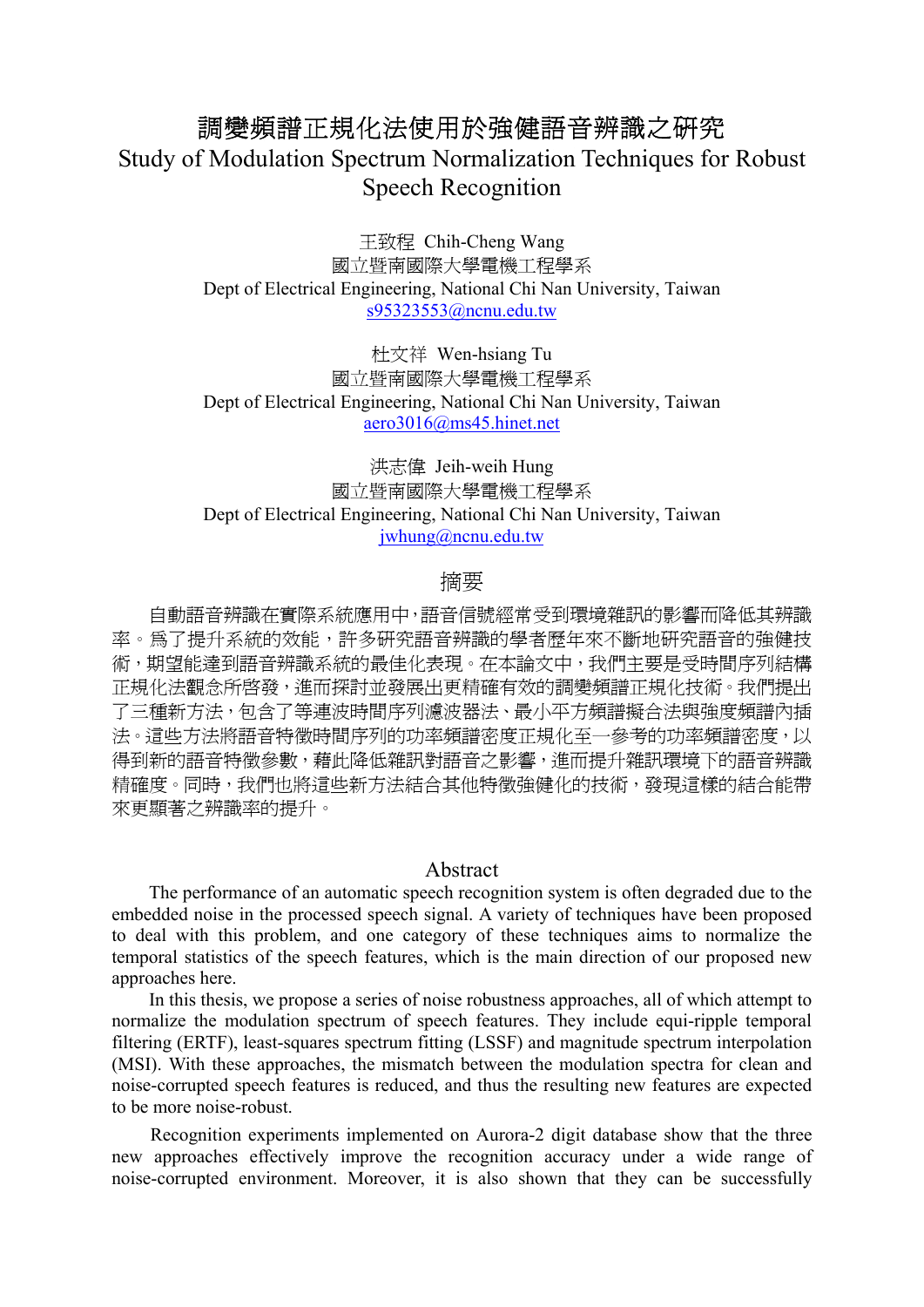# 調變頻譜正規化法使用於強健語音辨識之研究
# Study of Modulation Spectrum Normalization Techniques for Robust Speech Recognition

王致程 Chih-Cheng Wang
國立暨南國際大學電機工程學系
Dept of Electrical Engineering, National Chi Nan University, Taiwan
s95323553@ncnu.edu.tw

杜文祥 Wen-hsiang Tu
國立暨南國際大學電機工程學系
Dept of Electrical Engineering, National Chi Nan University, Taiwan
aero3016@ms45.hinet.net

洪志偉 Jeih-weih Hung
國立暨南國際大學電機工程學系
Dept of Electrical Engineering, National Chi Nan University, Taiwan
jwhung@ncnu.edu.tw

## 摘要

自動語音辨識在實際系統應用中，語音信號經常受到環境雜訊的影響而降低其辨識率。為了提升系統的效能，許多研究語音辨識的學者歷年來不斷地研究語音的強健技術，期望能達到語音辨識系統的最佳化表現。在本論文中，我們主要是受時間序列結構正規化法觀念所啓發，進而探討並發展出更精確有效的調變頻譜正規化技術。我們提出了三種新方法，包含了等連波時間序列濾波器法、最小平方頻譜擬合法與強度頻譜內插法。這些方法將語音特徵時間序列的功率頻譜密度正規化至一參考的功率頻譜密度，以得到新的語音特徵參數，藉此降低雜訊對語音之影響，進而提升雜訊環境下的語音辨識精確度。同時，我們也將這些新方法結合其他特徵強健化的技術，發現這樣的結合能帶來更顯著之辨識率的提升。

## Abstract

The performance of an automatic speech recognition system is often degraded due to the embedded noise in the processed speech signal. A variety of techniques have been proposed to deal with this problem, and one category of these techniques aims to normalize the temporal statistics of the speech features, which is the main direction of our proposed new approaches here.

In this thesis, we propose a series of noise robustness approaches, all of which attempt to normalize the modulation spectrum of speech features. They include equi-ripple temporal filtering (ERTF), least-squares spectrum fitting (LSSF) and magnitude spectrum interpolation (MSI). With these approaches, the mismatch between the modulation spectra for clean and noise-corrupted speech features is reduced, and thus the resulting new features are expected to be more noise-robust.

Recognition experiments implemented on Aurora-2 digit database show that the three new approaches effectively improve the recognition accuracy under a wide range of noise-corrupted environment. Moreover, it is also shown that they can be successfully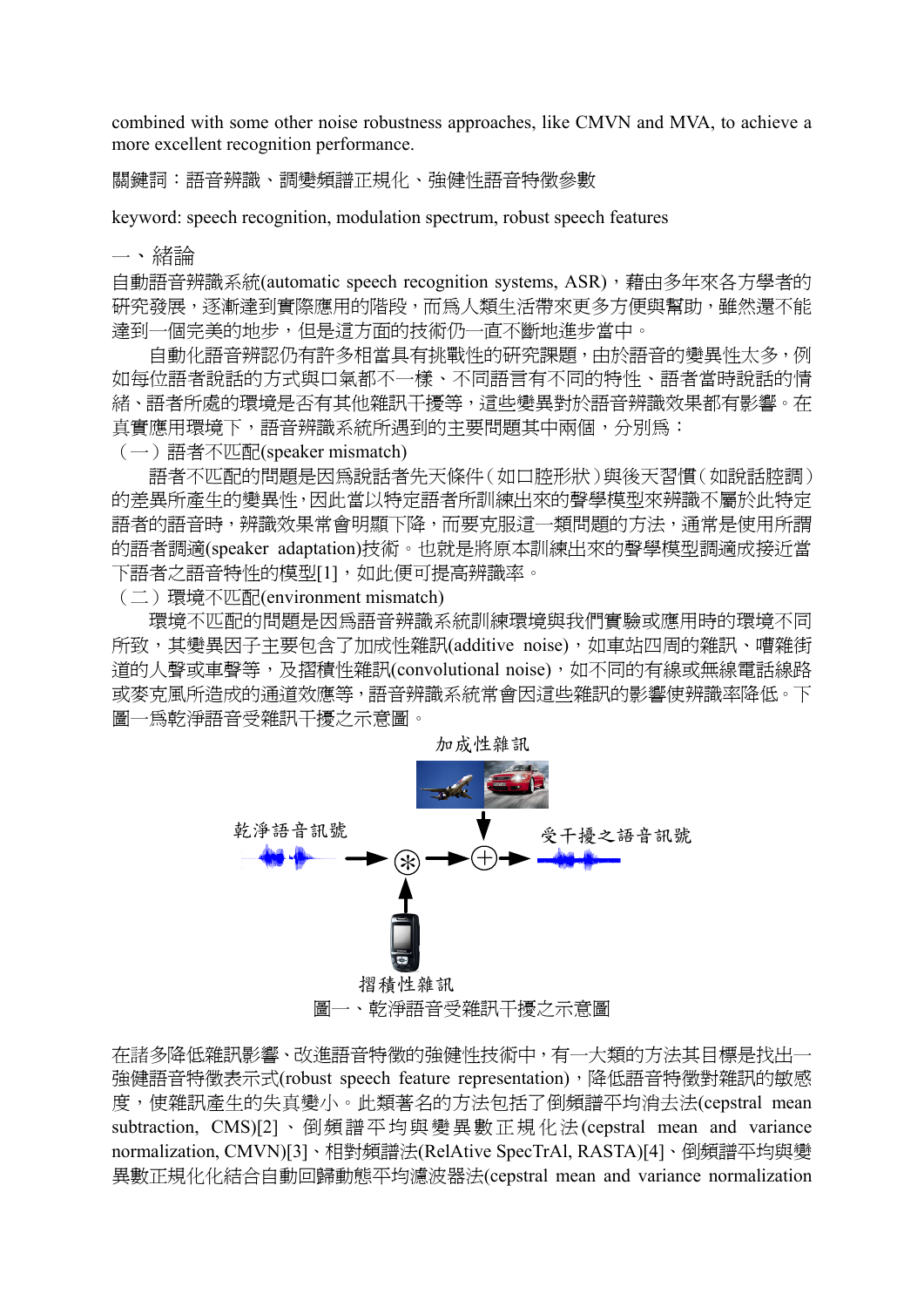combined with some other noise robustness approaches, like CMVN and MVA, to achieve a more excellent recognition performance.

關鍵詞：語音辨識、調變頻譜正規化、強健性語音特徵參數

keyword: speech recognition, modulation spectrum, robust speech features

## 一、緒論

自動語音辨識系統(automatic speech recognition systems, ASR)，藉由多年來各方學者的研究發展，逐漸達到實際應用的階段，而為人類生活帶來更多方便與幫助，雖然還不能達到一個完美的地步，但是這方面的技術仍一直不斷地進步當中。

自動化語音辨認仍有許多相當具有挑戰性的研究課題，由於語音的變異性太多，例如每位語者說話的方式與口氣都不一樣、不同語言有不同的特性、語者當時說話的情緒、語者所處的環境是否有其他雜訊干擾等，這些變異對於語音辨識效果都有影響。在真實應用環境下，語音辨識系統所遇到的主要問題其中兩個，分別為：

（一）語者不匹配(speaker mismatch)

語者不匹配的問題是因為說話者先天條件（如口腔形狀）與後天習慣（如說話腔調）的差異所產生的變異性，因此當以特定語者所訓練出來的聲學模型來辨識不屬於此特定語者的語音時，辨識效果常會明顯下降，而要克服這一類問題的方法，通常是使用所謂的語者調適(speaker adaptation)技術。也就是將原本訓練出來的聲學模型調適成接近當下語者之語音特性的模型[1]，如此便可提高辨識率。

（二）環境不匹配(environment mismatch)

環境不匹配的問題是因為語音辨識系統訓練環境與我們實驗或應用時的環境不同所致，其變異因子主要包含了加成性雜訊(additive noise)，如車站四周的雜訊、嘈雜街道的人聲或車聲等，及摺積性雜訊(convolutional noise)，如不同的有線或無線電話線路或麥克風所造成的通道效應等，語音辨識系統常會因這些雜訊的影響使辨識率降低。下圖一為乾淨語音受雜訊干擾之示意圖。

加成性雜訊

乾淨語音訊號 → ⊛ → ⊕ → 受干擾之語音訊號

摺積性雜訊

圖一、乾淨語音受雜訊干擾之示意圖

在諸多降低雜訊影響、改進語音特徵的強健性技術中，有一大類的方法其目標是找出一強健語音特徵表示式(robust speech feature representation)，降低語音特徵對雜訊的敏感度，使雜訊產生的失真變小。此類著名的方法包括了倒頻譜平均消去法(cepstral mean subtraction, CMS)[2]、倒頻譜平均與變異數正規化法(cepstral mean and variance normalization, CMVN)[3]、相對頻譜法(RelAtive SpecTrAl, RASTA)[4]、倒頻譜平均與變異數正規化化結合自動回歸動態平均濾波器法(cepstral mean and variance normalization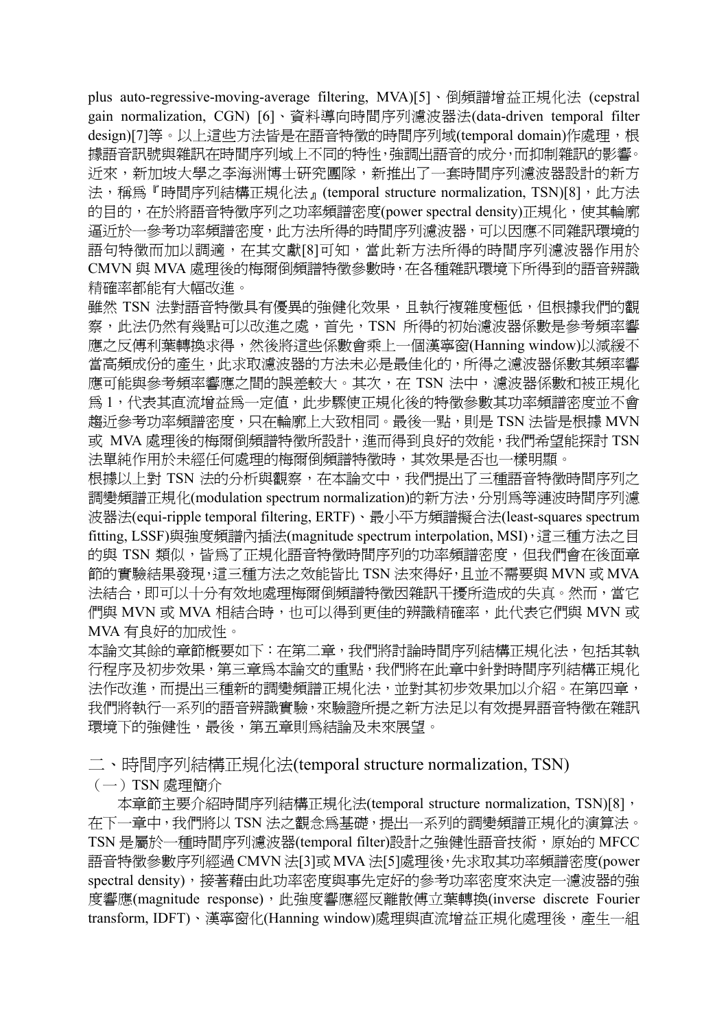plus auto-regressive-moving-average filtering, MVA)[5]、倒頻譜增益正規化法 (cepstral gain normalization, CGN) [6]、資料導向時間序列濾波器法(data-driven temporal filter design)[7]等。以上這些方法皆是在語音特徵的時間序列域(temporal domain)作處理，根據語音訊號與雜訊在時間序列域上不同的特性，強調出語音的成分，而抑制雜訊的影響。近來，新加坡大學之李海洲博士研究團隊，新推出了一套時間序列濾波器設計的新方法，稱爲『時間序列結構正規化法』(temporal structure normalization, TSN)[8]，此方法的目的，在於將語音特徵序列之功率頻譜密度(power spectral density)正規化，使其輪廓逼近於一參考功率頻譜密度，此方法所得的時間序列濾波器，可以因應不同雜訊環境的語句特徵而加以調適，在其文獻[8]可知，當此新方法所得的時間序列濾波器作用於 CMVN 與 MVA 處理後的梅爾倒頻譜特徵參數時，在各種雜訊環境下所得到的語音辨識精確率都能有大幅改進。

雖然 TSN 法對語音特徵具有優異的強健化效果，且執行複雜度極低，但根據我們的觀察，此法仍然有幾點可以改進之處，首先，TSN 所得的初始濾波器係數是參考頻率響應之反傅利葉轉換求得，然後將這些係數會乘上一個漢寧窗(Hanning window)以減緩不當高頻成份的產生，此求取濾波器的方法未必是最佳化的，所得之濾波器係數其頻率響應可能與參考頻率響應之間的誤差較大。其次，在 TSN 法中，濾波器係數和被正規化爲 1，代表其直流增益爲一定值，此步驟使正規化後的特徵參數其功率頻譜密度並不會趨近參考功率頻譜密度，只在輪廓上大致相同。最後一點，則是 TSN 法皆是根據 MVN 或 MVA 處理後的梅爾倒頻譜特徵所設計，進而得到良好的效能，我們希望能探討 TSN 法單純作用於未經任何處理的梅爾倒頻譜特徵時，其效果是否也一樣明顯。

根據以上對 TSN 法的分析與觀察，在本論文中，我們提出了三種語音特徵時間序列之調變頻譜正規化(modulation spectrum normalization)的新方法，分別爲等漣波時間序列濾波器法(equi-ripple temporal filtering, ERTF)、最小平方頻譜擬合法(least-squares spectrum fitting, LSSF)與強度頻譜內插法(magnitude spectrum interpolation, MSI)，這三種方法之目的與 TSN 類似，皆爲了正規化語音特徵時間序列的功率頻譜密度，但我們會在後面章節的實驗結果發現，這三種方法之效能皆比 TSN 法來得好，且並不需要與 MVN 或 MVA 法結合，即可以十分有效地處理梅爾倒頻譜特徵因雜訊干擾所造成的失真。然而，當它們與 MVN 或 MVA 相結合時，也可以得到更佳的辨識精確率，此代表它們與 MVN 或 MVA 有良好的加成性。

本論文其餘的章節概要如下：在第二章，我們將討論時間序列結構正規化法，包括其執行程序及初步效果，第三章爲本論文的重點，我們將在此章中針對時間序列結構正規化法作改進，而提出三種新的調變頻譜正規化法，並對其初步效果加以介紹。在第四章，我們將執行一系列的語音辨識實驗，來驗證所提之新方法足以有效提昇語音特徵在雜訊環境下的強健性，最後，第五章則爲結論及未來展望。

## 二、時間序列結構正規化法(temporal structure normalization, TSN)

### （一）TSN 處理簡介

本章節主要介紹時間序列結構正規化法(temporal structure normalization, TSN)[8]，在下一章中，我們將以 TSN 法之觀念爲基礎，提出一系列的調變頻譜正規化的演算法。TSN 是屬於一種時間序列濾波器(temporal filter)設計之強健性語音技術，原始的 MFCC 語音特徵參數序列經過 CMVN 法[3]或 MVA 法[5]處理後，先求取其功率頻譜密度(power spectral density)，接著藉由此功率密度與事先定好的參考功率密度來決定一濾波器的強度響應(magnitude response)，此強度響應經反離散傅立葉轉換(inverse discrete Fourier transform, IDFT)、漢寧窗化(Hanning window)處理與直流增益正規化處理後，產生一組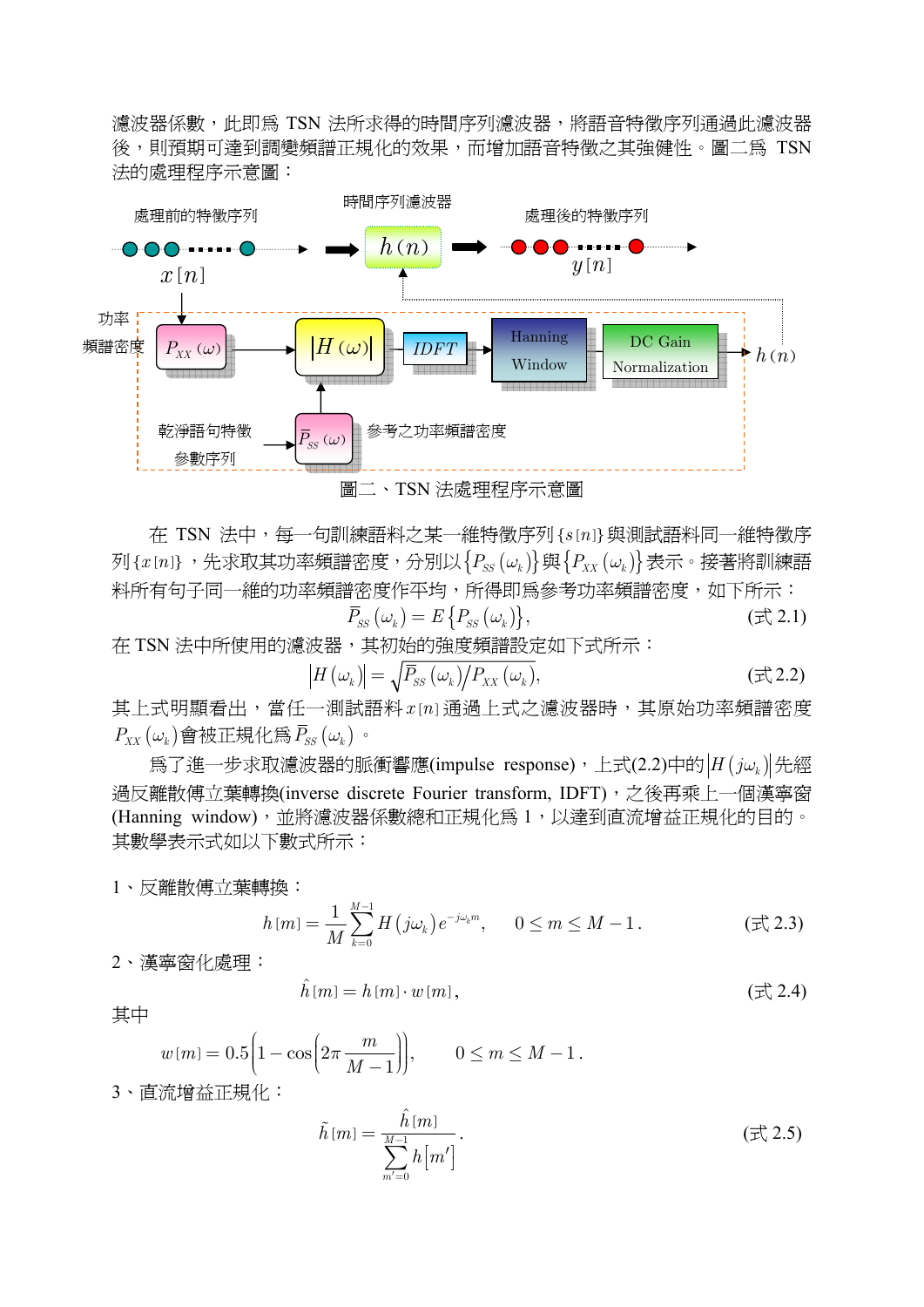濾波器係數，此即為 TSN 法所求得的時間序列濾波器，將語音特徵序列通過此濾波器後，則預期可達到調變頻譜正規化的效果，而增加語音特徵之其強健性。圖二為 TSN 法的處理程序示意圖：

處理前的特徵序列　時間序列濾波器　處理後的特徵序列

$x[n]$ → $h(n)$ → $y[n]$

功率頻譜密度 $P_{XX}(\omega)$ → $|H(\omega)|$ → IDFT → Hanning Window → DC Gain Normalization → $h(n)$

乾淨語句特徵參數序列 → $\bar{P}_{SS}(\omega)$ 參考之功率頻譜密度

圖二、TSN 法處理程序示意圖

在 TSN 法中，每一句訓練語料之某一維特徵序列 $\{s[n]\}$ 與測試語料同一維特徵序列 $\{x[n]\}$，先求取其功率頻譜密度，分別以 $\{P_{SS}(\omega_k)\}$ 與 $\{P_{XX}(\omega_k)\}$ 表示。接著將訓練語料所有句子同一維的功率頻譜密度作平均，所得即為參考功率頻譜密度，如下所示：

$$\bar{P}_{SS}(\omega_k) = E\{P_{SS}(\omega_k)\}, \qquad \text{(式 2.1)}$$

在 TSN 法中所使用的濾波器，其初始的強度頻譜設定如下式所示：

$$|H(\omega_k)| = \sqrt{\bar{P}_{SS}(\omega_k)/P_{XX}(\omega_k)}, \qquad \text{(式 2.2)}$$

其上式明顯看出，當任一測試語料 $x[n]$ 通過上式之濾波器時，其原始功率頻譜密度 $P_{XX}(\omega_k)$ 會被正規化為 $\bar{P}_{SS}(\omega_k)$。

為了進一步求取濾波器的脈衝響應(impulse response)，上式(2.2)中的 $|H(j\omega_k)|$ 先經過反離散傅立葉轉換(inverse discrete Fourier transform, IDFT)，之後再乘上一個漢寧窗(Hanning window)，並將濾波器係數總和正規化為 1，以達到直流增益正規化的目的。其數學表示式如以下數式所示：

1、反離散傅立葉轉換：

$$h[m] = \frac{1}{M}\sum_{k=0}^{M-1} H(j\omega_k)e^{-j\omega_k m}, \quad 0 \le m \le M-1. \qquad \text{(式 2.3)}$$

2、漢寧窗化處理：

$$\hat{h}[m] = h[m]\cdot w[m], \qquad \text{(式 2.4)}$$

其中

$$w[m] = 0.5\left(1-\cos\left(2\pi\frac{m}{M-1}\right)\right), \quad 0 \le m \le M-1.$$

3、直流增益正規化：

$$\tilde{h}[m] = \frac{\hat{h}[m]}{\sum_{m'=0}^{M-1} h[m']}. \qquad \text{(式 2.5)}$$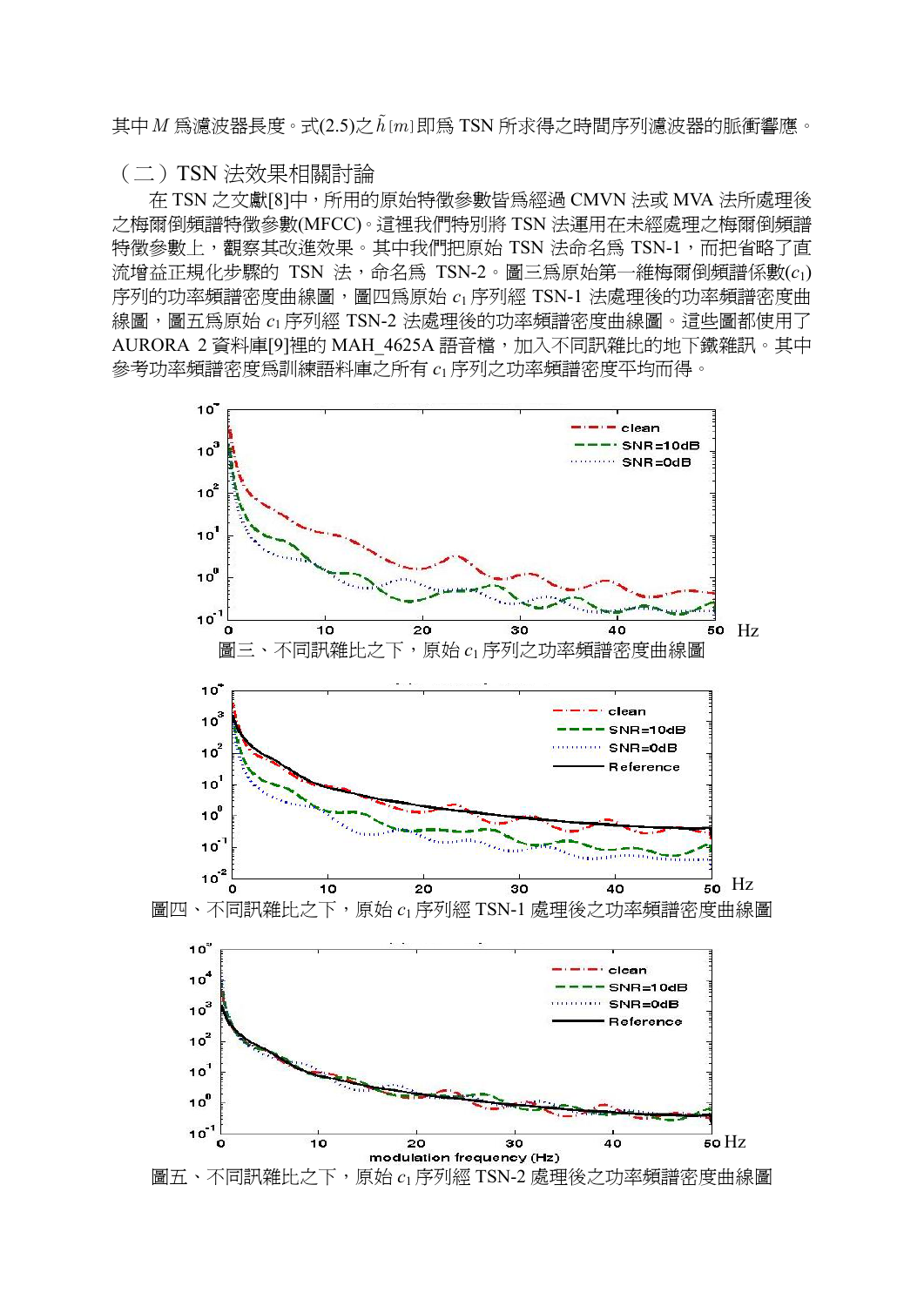其中 $M$ 為濾波器長度。式(2.5)之 $\tilde{h}[m]$ 即為 TSN 所求得之時間序列濾波器的脈衝響應。

## （二）TSN 法效果相關討論

在 TSN 之文獻[8]中，所用的原始特徵參數皆為經過 CMVN 法或 MVA 法所處理後之梅爾倒頻譜特徵參數(MFCC)。這裡我們特別將 TSN 法運用在未經處理之梅爾倒頻譜特徵參數上，觀察其改進效果。其中我們把原始 TSN 法命名為 TSN-1，而把省略了直流增益正規化步驟的 TSN 法，命名為 TSN-2。圖三為原始第一維梅爾倒頻譜係數($c_1$)序列的功率頻譜密度曲線圖，圖四為原始 $c_1$ 序列經 TSN-1 法處理後的功率頻譜密度曲線圖，圖五為原始 $c_1$ 序列經 TSN-2 法處理後的功率頻譜密度曲線圖。這些圖都使用了 AURORA 2 資料庫[9]裡的 MAH_4625A 語音檔，加入不同訊雜比的地下鐵雜訊。其中參考功率頻譜密度為訓練語料庫之所有 $c_1$ 序列之功率頻譜密度平均而得。

圖三、不同訊雜比之下，原始 $c_1$ 序列之功率頻譜密度曲線圖

圖四、不同訊雜比之下，原始 $c_1$ 序列經 TSN-1 處理後之功率頻譜密度曲線圖

圖五、不同訊雜比之下，原始 $c_1$ 序列經 TSN-2 處理後之功率頻譜密度曲線圖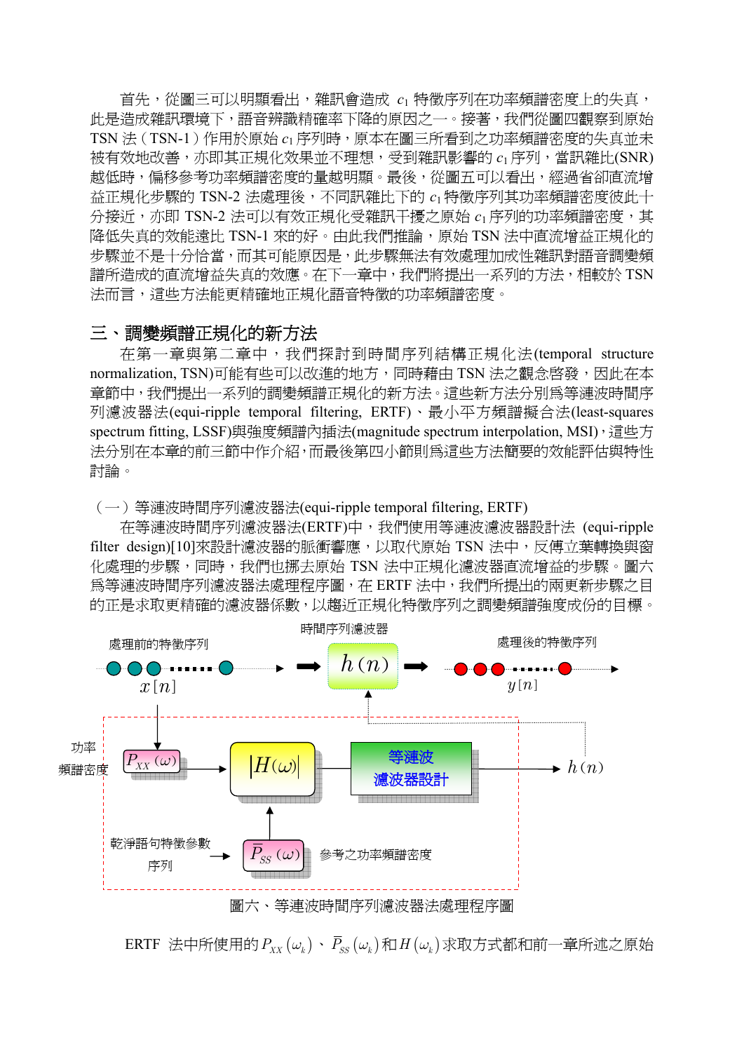首先，從圖三可以明顯看出，雜訊會造成 $c_1$ 特徵序列在功率頻譜密度上的失真，此是造成雜訊環境下，語音辨識精確率下降的原因之一。接著，我們從圖四觀察到原始 TSN 法（TSN-1）作用於原始 $c_1$ 序列時，原本在圖三所看到之功率頻譜密度的失真並未被有效地改善，亦即其正規化效果並不理想，受到雜訊影響的 $c_1$ 序列，當訊雜比(SNR)越低時，偏移參考功率頻譜密度的量越明顯。最後，從圖五可以看出，經過省卻直流增益正規化步驟的 TSN-2 法處理後，不同訊雜比下的 $c_1$ 特徵序列其功率頻譜密度彼此十分接近，亦即 TSN-2 法可以有效正規化受雜訊干擾之原始 $c_1$ 序列的功率頻譜密度，其降低失真的效能遠比 TSN-1 來的好。由此我們推論，原始 TSN 法中直流增益正規化的步驟並不是十分恰當，而其可能原因是，此步驟無法有效處理加成性雜訊對語音調變頻譜所造成的直流增益失真的效應。在下一章中，我們將提出一系列的方法，相較於 TSN 法而言，這些方法能更精確地正規化語音特徵的功率頻譜密度。

## 三、調變頻譜正規化的新方法

在第一章與第二章中，我們探討到時間序列結構正規化法(temporal structure normalization, TSN)可能有些可以改進的地方，同時藉由 TSN 法之觀念啓發，因此在本章節中，我們提出一系列的調變頻譜正規化的新方法。這些新方法分別爲等漣波時間序列濾波器法(equi-ripple temporal filtering, ERTF)、最小平方頻譜擬合法(least-squares spectrum fitting, LSSF)與強度頻譜內插法(magnitude spectrum interpolation, MSI)，這些方法分別在本章的前三節中作介紹，而最後第四小節則爲這些方法簡要的效能評估與特性討論。

### （一）等漣波時間序列濾波器法(equi-ripple temporal filtering, ERTF)

在等漣波時間序列濾波器法(ERTF)中，我們使用等漣波濾波器設計法 (equi-ripple filter design)[10]來設計濾波器的脈衝響應，以取代原始 TSN 法中，反傅立葉轉換與窗化處理的步驟，同時，我們也挪去原始 TSN 法中正規化濾波器直流增益的步驟。圖六爲等漣波時間序列濾波器法處理程序圖，在 ERTF 法中，我們所提出的兩更新步驟之目的正是求取更精確的濾波器係數，以趨近正規化特徵序列之調變頻譜強度成份的目標。

處理前的特徵序列 $x[n]$ → 時間序列濾波器 $h(n)$ → 處理後的特徵序列 $y[n]$

功率頻譜密度 $P_{XX}(\omega)$ → $|H(\omega)|$ → 等漣波濾波器設計 → $h(n)$

乾淨語句特徵參數序列 → $\bar{P}_{SS}(\omega)$ 參考之功率頻譜密度

圖六、等漣波時間序列濾波器法處理程序圖

ERTF 法中所使用的 $P_{XX}(\omega_k)$、$\bar{P}_{SS}(\omega_k)$ 和 $H(\omega_k)$ 求取方式都和前一章所述之原始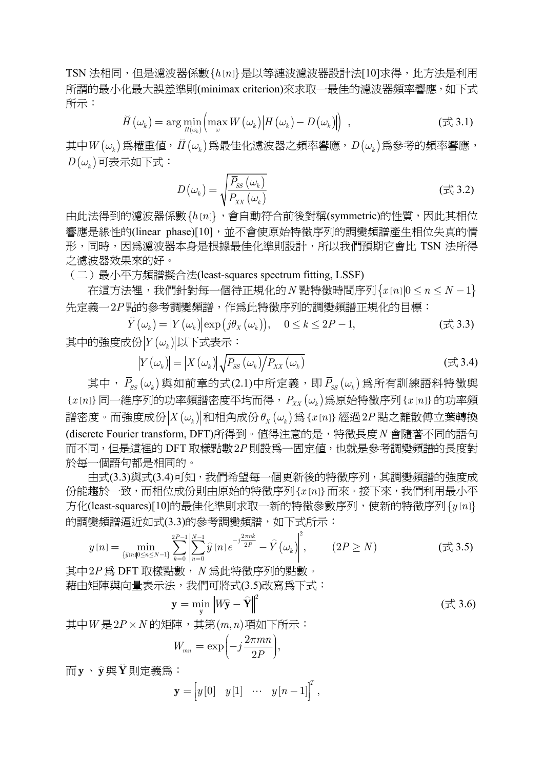TSN 法相同，但是濾波器係數$\{h[n]\}$是以等漣波濾波器設計法[10]求得，此方法是利用所謂的最小化最大誤差準則(minimax criterion)來求取一最佳的濾波器頻率響應，如下式所示：

$$\breve{H}(\omega_k) = \arg\min_{H(\omega_k)} \left( \max_{\omega} W(\omega_k) \left| H(\omega_k) - D(\omega_k) \right| \right) \ , \qquad \text{(式 3.1)}$$

其中$W(\omega_k)$爲權重值，$\breve{H}(\omega_k)$爲最佳化濾波器之頻率響應，$D(\omega_k)$爲參考的頻率響應，$D(\omega_k)$可表示如下式：

$$D(\omega_k) = \sqrt{\frac{\bar{P}_{SS}(\omega_k)}{P_{XX}(\omega_k)}} \qquad \text{(式 3.2)}$$

由此法得到的濾波器係數$\{h[n]\}$，會自動符合前後對稱(symmetric)的性質，因此其相位響應是線性的(linear phase)[10]，並不會使原始特徵序列的調變頻譜產生相位失真的情形，同時，因爲濾波器本身是根據最佳化準則設計，所以我們預期它會比 TSN 法所得之濾波器效果來的好。

（二）最小平方頻譜擬合法(least-squares spectrum fitting, LSSF)

在這方法裡，我們針對每一個待正規化的$N$點特徵時間序列$\{x[n] | 0 \le n \le N-1\}$先定義一$2P$點的參考調變頻譜，作爲此特徵序列的調變頻譜正規化的目標：

$$\widehat{Y}(\omega_k) = \left| Y(\omega_k) \right| \exp\left( j\theta_X(\omega_k) \right), \quad 0 \le k \le 2P-1, \qquad \text{(式 3.3)}$$

其中的強度成份$\left| Y(\omega_k) \right|$以下式表示：

$$\left| Y(\omega_k) \right| = \left| X(\omega_k) \right| \sqrt{\bar{P}_{SS}(\omega_k) / P_{XX}(\omega_k)} \qquad \text{(式 3.4)}$$

其中，$\bar{P}_{SS}(\omega_k)$與如前章的式(2.1)中所定義，即$\bar{P}_{SS}(\omega_k)$爲所有訓練語料特徵與$\{x[n]\}$同一維序列的功率頻譜密度平均而得，$P_{XX}(\omega_k)$爲原始特徵序列$\{x[n]\}$的功率頻譜密度。而強度成份$\left| X(\omega_k) \right|$和相角成份$\theta_X(\omega_k)$爲$\{x[n]\}$經過$2P$點之離散傅立葉轉換(discrete Fourier transform, DFT)所得到。值得注意的是，特徵長度$N$會隨著不同的語句而不同，但是這裡的 DFT 取樣點數$2P$則設爲一固定值，也就是參考調變頻譜的長度對於每一個語句都是相同的。

由式(3.3)與式(3.4)可知，我們希望每一個更新後的特徵序列，其調變頻譜的強度成份能趨於一致，而相位成份則由原始的特徵序列$\{x[n]\}$而來。接下來，我們利用最小平方化(least-squares)[10]的最佳化準則求取一新的特徵參數序列，使新的特徵序列$\{y[n]\}$的調變頻譜逼近如式(3.3)的參考調變頻譜，如下式所示：

$$y[n] = \min_{\{\hat{y}[n] | 0 \le n \le N-1\}} \sum_{k=0}^{2P-1} \left| \sum_{n=0}^{N-1} \hat{y}[n] e^{-j\frac{2\pi nk}{2P}} - \widehat{Y}(\omega_k) \right|^2, \qquad (2P \ge N) \qquad \text{(式 3.5)}$$

其中$2P$爲 DFT 取樣點數，$N$爲此特徵序列的點數。

藉由矩陣與向量表示法，我們可將式(3.5)改寫爲下式：

$$\mathbf{y} = \min_{\hat{\mathbf{y}}} \left\| W\hat{\mathbf{y}} - \widehat{\mathbf{Y}} \right\|^2 \qquad \text{(式 3.6)}$$

其中$W$是$2P \times N$的矩陣，其第$(m,n)$項如下所示：

$$W_{mn} = \exp\left( -j\frac{2\pi mn}{2P} \right),$$

而$\mathbf{y}$、$\hat{\mathbf{y}}$與$\widehat{\mathbf{Y}}$則定義爲：

$$\mathbf{y} = \begin{bmatrix} y[0] & y[1] & \cdots & y[n-1] \end{bmatrix}^T,$$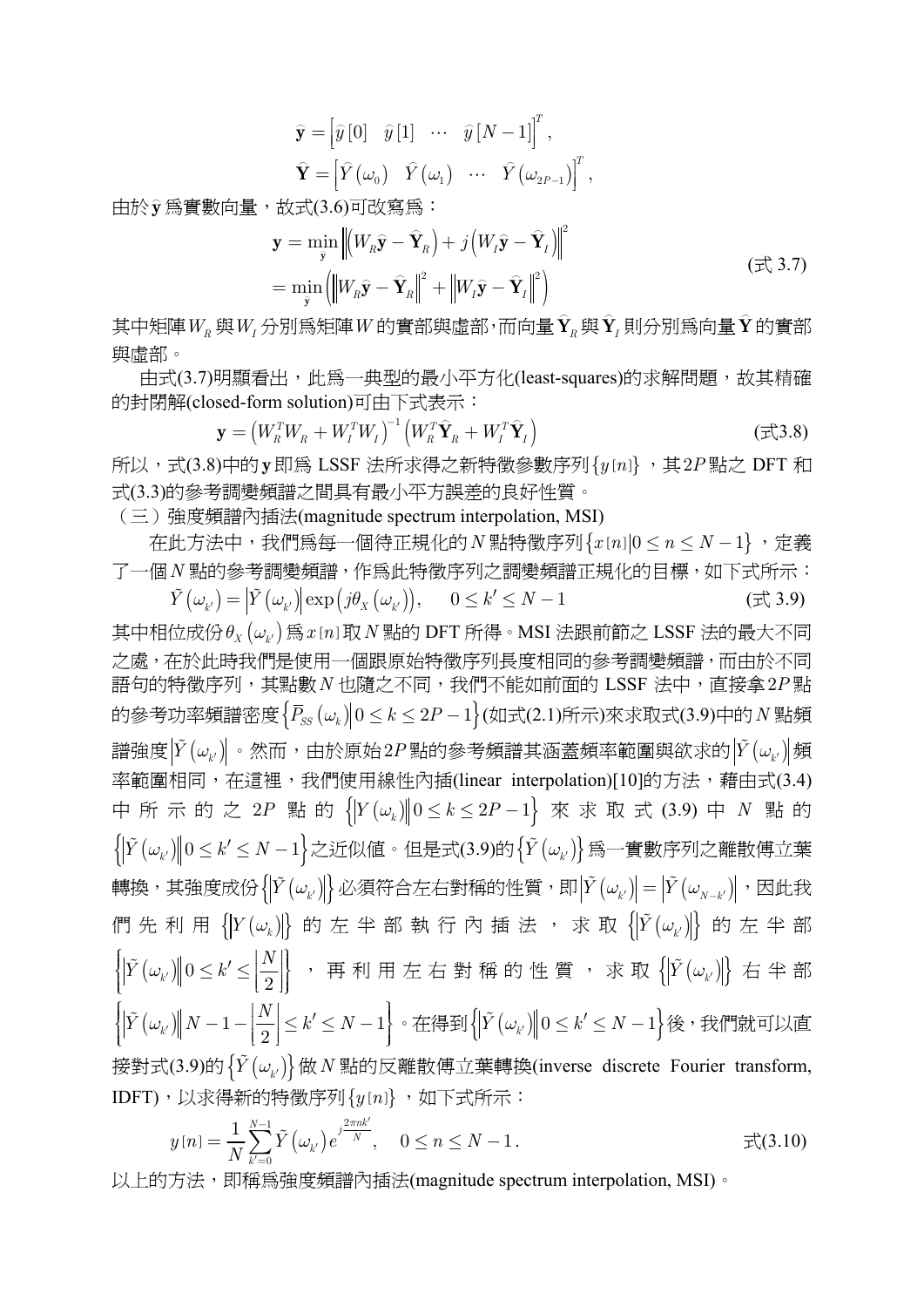$$\widehat{\mathbf{y}} = \left[\widehat{y}[0] \quad \widehat{y}[1] \quad \cdots \quad \widehat{y}[N-1]\right]^T,$$

$$\widehat{\mathbf{Y}} = \left[\widehat{Y}(\omega_0) \quad \widehat{Y}(\omega_1) \quad \cdots \quad \widehat{Y}(\omega_{2P-1})\right]^T,$$

由於 $\widehat{\mathbf{y}}$ 為實數向量，故式(3.6)可改寫為：

$$\begin{aligned}\mathbf{y} &= \min_{\widehat{\mathbf{y}}} \left\| \left(W_R\widehat{\mathbf{y}} - \widehat{\mathbf{Y}}_R\right) + j\left(W_I\widehat{\mathbf{y}} - \widehat{\mathbf{Y}}_I\right) \right\|^2 \\ &= \min_{\widehat{\mathbf{y}}} \left( \left\| W_R\widehat{\mathbf{y}} - \widehat{\mathbf{Y}}_R \right\|^2 + \left\| W_I\widehat{\mathbf{y}} - \widehat{\mathbf{Y}}_I \right\|^2 \right)\end{aligned} \qquad \text{(式 3.7)}$$

其中矩陣 $W_R$ 與 $W_I$ 分別為矩陣 $W$ 的實部與虛部，而向量 $\widehat{\mathbf{Y}}_R$ 與 $\widehat{\mathbf{Y}}_I$ 則分別為向量 $\widehat{\mathbf{Y}}$ 的實部與虛部。

由式(3.7)明顯看出，此為一典型的最小平方化(least-squares)的求解問題，故其精確的封閉解(closed-form solution)可由下式表示：

$$\mathbf{y} = \left(W_R^T W_R + W_I^T W_I\right)^{-1}\left(W_R^T \widehat{\mathbf{Y}}_R + W_I^T \widehat{\mathbf{Y}}_I\right) \qquad \text{(式3.8)}$$

所以，式(3.8)中的 $\mathbf{y}$ 即為 LSSF 法所求得之新特徵參數序列 $\{y[n]\}$，其 $2P$ 點之 DFT 和式(3.3)的參考調變頻譜之間具有最小平方誤差的良好性質。

（三）強度頻譜內插法(magnitude spectrum interpolation, MSI)

在此方法中，我們為每一個待正規化的 $N$ 點特徵序列 $\{x[n] | 0 \le n \le N-1\}$，定義了一個 $N$ 點的參考調變頻譜，作為此特徵序列之調變頻譜正規化的目標，如下式所示：

$$\tilde{Y}(\omega_{k'}) = \left|\tilde{Y}(\omega_{k'})\right| \exp\left(j\theta_X(\omega_{k'})\right), \quad 0 \le k' \le N-1 \qquad \text{(式 3.9)}$$

其中相位成份 $\theta_X(\omega_{k'})$ 為 $x[n]$ 取 $N$ 點的 DFT 所得。MSI 法跟前節之 LSSF 法的最大不同之處，在於此時我們是使用一個跟原始特徵序列長度相同的參考調變頻譜，而由於不同語句的特徵序列，其點數 $N$ 也隨之不同，我們不能如前面的 LSSF 法中，直接拿 $2P$ 點的參考功率頻譜密度 $\left\{\bar{P}_{SS}(\omega_k) | 0 \le k \le 2P-1\right\}$(如式(2.1)所示)來求取式(3.9)中的 $N$ 點頻譜強度 $\left|\tilde{Y}(\omega_{k'})\right|$。然而，由於原始 $2P$ 點的參考頻譜其涵蓋頻率範圍與欲求的 $\left|\tilde{Y}(\omega_{k'})\right|$ 頻率範圍相同，在這裡，我們使用線性內插(linear interpolation)[10]的方法，藉由式(3.4)中所示的之 $2P$ 點的 $\left\{\left|Y(\omega_k)\right| \middle| 0 \le k \le 2P-1\right\}$ 來求取式(3.9)中 $N$ 點的 $\left\{\left|\tilde{Y}(\omega_{k'})\right| \middle| 0 \le k' \le N-1\right\}$ 之近似值。但是式(3.9)的 $\left\{\tilde{Y}(\omega_{k'})\right\}$ 為一實數序列之離散傅立葉轉換，其強度成份 $\left\{\left|\tilde{Y}(\omega_{k'})\right|\right\}$ 必須符合左右對稱的性質，即 $\left|\tilde{Y}(\omega_{k'})\right| = \left|\tilde{Y}(\omega_{N-k'})\right|$，因此我們先利用 $\left\{\left|Y(\omega_k)\right|\right\}$ 的左半部執行內插法，求取 $\left\{\left|\tilde{Y}(\omega_{k'})\right|\right\}$ 的左半部 $\left\{\left|\tilde{Y}(\omega_{k'})\right| \middle| 0 \le k' \le \left\lfloor \frac{N}{2} \right\rfloor\right\}$，再利用左右對稱的性質，求取 $\left\{\left|\tilde{Y}(\omega_{k'})\right|\right\}$ 右半部 $\left\{\left|\tilde{Y}(\omega_{k'})\right| \middle| N-1-\left\lfloor \frac{N}{2} \right\rfloor \le k' \le N-1\right\}$。在得到 $\left\{\left|\tilde{Y}(\omega_{k'})\right| \middle| 0 \le k' \le N-1\right\}$ 後，我們就可以直接對式(3.9)的 $\left\{\tilde{Y}(\omega_{k'})\right\}$ 做 $N$ 點的反離散傅立葉轉換(inverse discrete Fourier transform, IDFT)，以求得新的特徵序列 $\{y[n]\}$，如下式所示：

$$y[n] = \frac{1}{N}\sum_{k'=0}^{N-1} \tilde{Y}(\omega_{k'}) e^{j\frac{2\pi n k'}{N}}, \quad 0 \le n \le N-1. \qquad \text{式(3.10)}$$

以上的方法，即稱為強度頻譜內插法(magnitude spectrum interpolation, MSI)。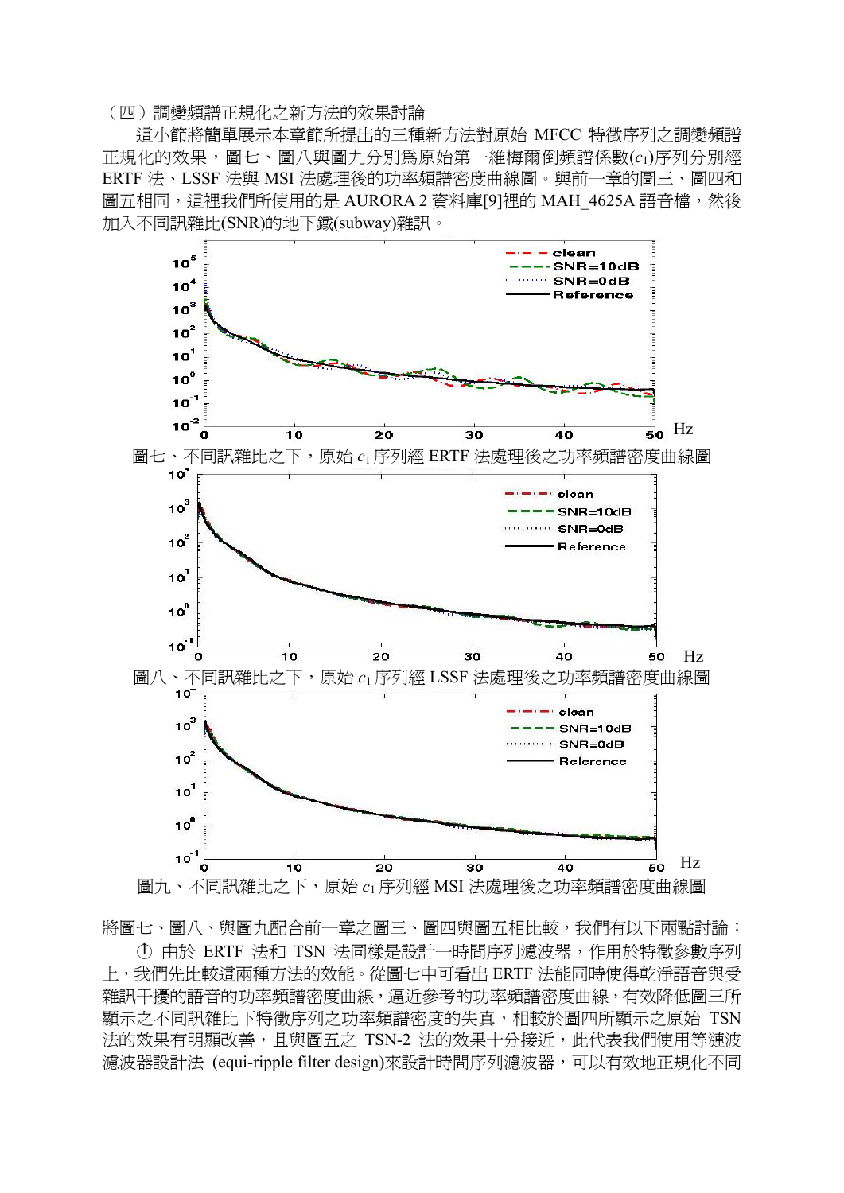（四）調變頻譜正規化之新方法的效果討論

這小節將簡單展示本章節所提出的三種新方法對原始 MFCC 特徵序列之調變頻譜正規化的效果，圖七、圖八與圖九分別爲原始第一維梅爾倒頻譜係數($c_1$)序列分別經 ERTF 法、LSSF 法與 MSI 法處理後的功率頻譜密度曲線圖。與前一章的圖三、圖四和圖五相同，這裡我們所使用的是 AURORA 2 資料庫[9]裡的 MAH_4625A 語音檔，然後加入不同訊雜比(SNR)的地下鐵(subway)雜訊。

圖七、不同訊雜比之下，原始 $c_1$ 序列經 ERTF 法處理後之功率頻譜密度曲線圖

圖八、不同訊雜比之下，原始 $c_1$ 序列經 LSSF 法處理後之功率頻譜密度曲線圖

圖九、不同訊雜比之下，原始 $c_1$ 序列經 MSI 法處理後之功率頻譜密度曲線圖

將圖七、圖八、與圖九配合前一章之圖三、圖四與圖五相比較，我們有以下兩點討論：

① 由於 ERTF 法和 TSN 法同樣是設計一時間序列濾波器，作用於特徵參數序列上，我們先比較這兩種方法的效能。從圖七中可看出 ERTF 法能同時使得乾淨語音與受雜訊干擾的語音的功率頻譜密度曲線，逼近參考的功率頻譜密度曲線，有效降低圖三所顯示之不同訊雜比下特徵序列之功率頻譜密度的失真，相較於圖四所顯示之原始 TSN 法的效果有明顯改善，且與圖五之 TSN-2 法的效果十分接近，此代表我們使用等漣波濾波器設計法 (equi-ripple filter design)來設計時間序列濾波器，可以有效地正規化不同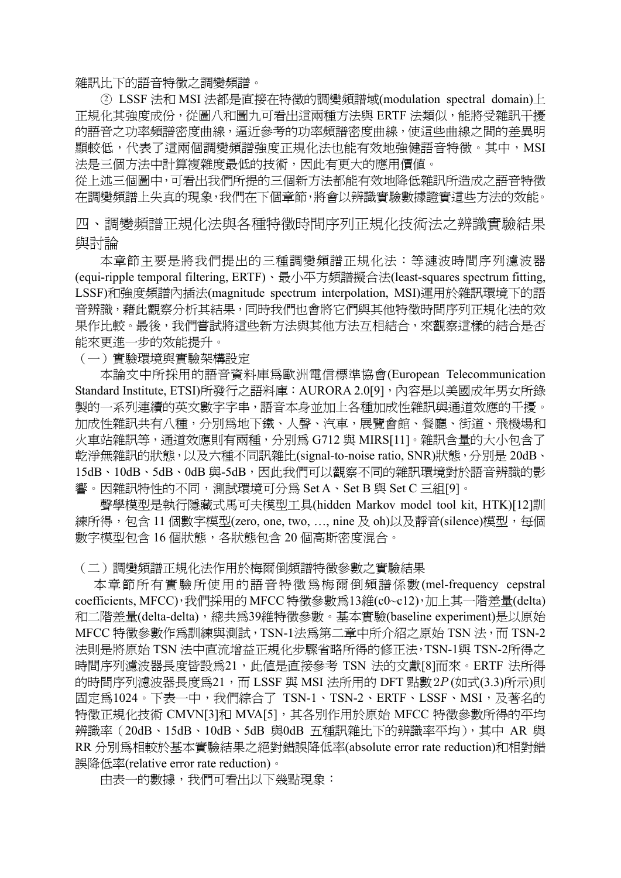雜訊比下的語音特徵之調變頻譜。

② LSSF 法和 MSI 法都是直接在特徵的調變頻譜域(modulation spectral domain)上正規化其強度成份，從圖八和圖九可看出這兩種方法與 ERTF 法類似，能將受雜訊干擾的語音之功率頻譜密度曲線，逼近參考的功率頻譜密度曲線，使這些曲線之間的差異明顯較低，代表了這兩個調變頻譜強度正規化法也能有效地強健語音特徵。其中，MSI 法是三個方法中計算複雜度最低的技術，因此有更大的應用價值。

從上述三個圖中，可看出我們所提的三個新方法都能有效地降低雜訊所造成之語音特徵在調變頻譜上失真的現象，我們在下個章節，將會以辨識實驗數據證實這些方法的效能。

## 四、調變頻譜正規化法與各種特徵時間序列正規化技術法之辨識實驗結果與討論

本章節主要是將我們提出的三種調變頻譜正規化法：等漣波時間序列濾波器(equi-ripple temporal filtering, ERTF)、最小平方頻譜擬合法(least-squares spectrum fitting, LSSF)和強度頻譜內插法(magnitude spectrum interpolation, MSI)運用於雜訊環境下的語音辨識，藉此觀察分析其結果，同時我們也會將它們與其他特徵時間序列正規化法的效果作比較。最後，我們嘗試將這些新方法與其他方法互相結合，來觀察這樣的結合是否能來更進一步的效能提升。

### （一）實驗環境與實驗架構設定

本論文中所採用的語音資料庫為歐洲電信標準協會(European Telecommunication Standard Institute, ETSI)所發行之語料庫：AURORA 2.0[9]，內容是以美國成年男女所錄製的一系列連續的英文數字字串，語音本身並加上各種加成性雜訊與通道效應的干擾。加成性雜訊共有八種，分別為地下鐵、人聲、汽車，展覽會館、餐廳、街道、飛機場和火車站雜訊等，通道效應則有兩種，分別為 G712 與 MIRS[11]。雜訊含量的大小包含了乾淨無雜訊的狀態，以及六種不同訊雜比(signal-to-noise ratio, SNR)狀態，分別是 20dB、15dB、10dB、5dB、0dB 與-5dB，因此我們可以觀察不同的雜訊環境對於語音辨識的影響。因雜訊特性的不同，測試環境可分為 Set A、Set B 與 Set C 三組[9]。

聲學模型是執行隱藏式馬可夫模型工具(hidden Markov model tool kit, HTK)[12]訓練所得，包含 11 個數字模型(zero, one, two, …, nine 及 oh)以及靜音(silence)模型，每個數字模型包含 16 個狀態，各狀態包含 20 個高斯密度混合。

### （二）調變頻譜正規化法作用於梅爾倒頻譜特徵參數之實驗結果

本章節所有實驗所使用的語音特徵為梅爾倒頻譜係數(mel-frequency cepstral coefficients, MFCC)，我們採用的 MFCC 特徵參數為13維(c0~c12)，加上其一階差量(delta)和二階差量(delta-delta)，總共為39維特徵參數。基本實驗(baseline experiment)是以原始 MFCC 特徵參數作為訓練與測試，TSN-1法為第二章中所介紹之原始 TSN 法，而 TSN-2 法則是將原始 TSN 法中直流增益正規化步驟省略所得的修正法，TSN-1與 TSN-2所得之時間序列濾波器長度皆設為21，此值是直接參考 TSN 法的文獻[8]而來。ERTF 法所得的時間序列濾波器長度為21，而 LSSF 與 MSI 法所用的 DFT 點數 $2P$ (如式(3.3)所示)則固定為1024。下表一中，我們綜合了 TSN-1、TSN-2、ERTF、LSSF、MSI，及著名的特徵正規化技術 CMVN[3]和 MVA[5]，其各別作用於原始 MFCC 特徵參數所得的平均辨識率（20dB、15dB、10dB、5dB 與0dB 五種訊雜比下的辨識率平均），其中 AR 與 RR 分別為相較於基本實驗結果之絕對錯誤降低率(absolute error rate reduction)和相對錯誤降低率(relative error rate reduction)。

由表一的數據，我們可看出以下幾點現象：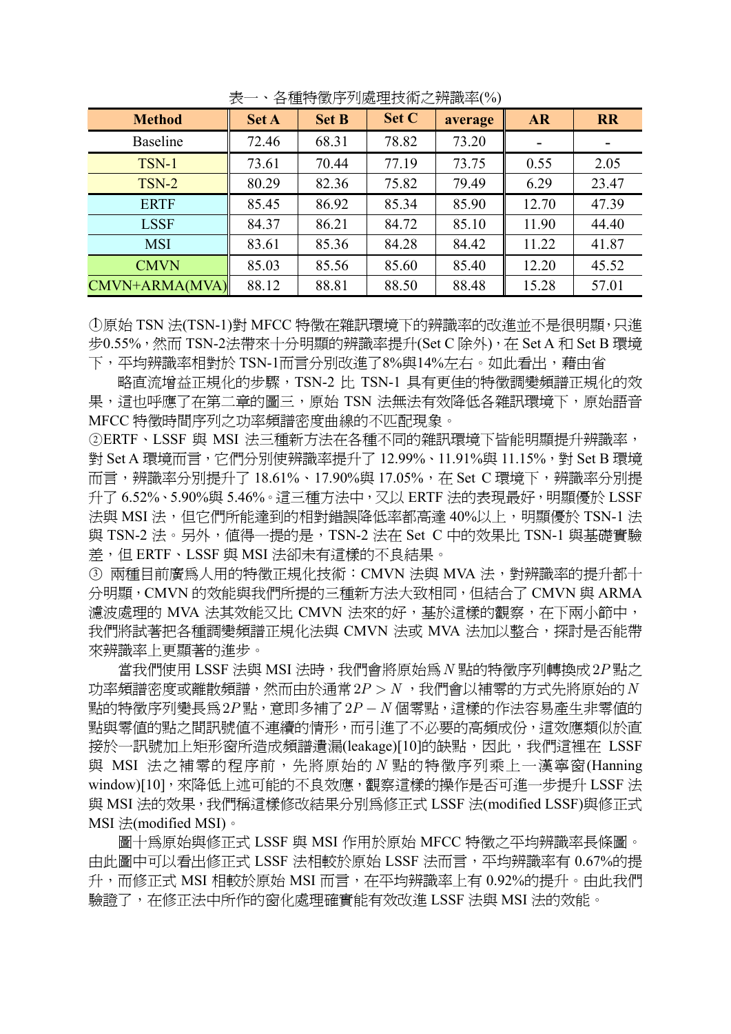表一、各種特徵序列處理技術之辨識率(%)

| Method | Set A | Set B | Set C | average | AR | RR |
|---|---|---|---|---|---|---|
| Baseline | 72.46 | 68.31 | 78.82 | 73.20 | - | - |
| TSN-1 | 73.61 | 70.44 | 77.19 | 73.75 | 0.55 | 2.05 |
| TSN-2 | 80.29 | 82.36 | 75.82 | 79.49 | 6.29 | 23.47 |
| ERTF | 85.45 | 86.92 | 85.34 | 85.90 | 12.70 | 47.39 |
| LSSF | 84.37 | 86.21 | 84.72 | 85.10 | 11.90 | 44.40 |
| MSI | 83.61 | 85.36 | 84.28 | 84.42 | 11.22 | 41.87 |
| CMVN | 85.03 | 85.56 | 85.60 | 85.40 | 12.20 | 45.52 |
| CMVN+ARMA(MVA) | 88.12 | 88.81 | 88.50 | 88.48 | 15.28 | 57.01 |

①原始 TSN 法(TSN-1)對 MFCC 特徵在雜訊環境下的辨識率的改進並不是很明顯，只進步0.55%，然而 TSN-2法帶來十分明顯的辨識率提升(Set C 除外)，在 Set A 和 Set B 環境下，平均辨識率相對於 TSN-1而言分別改進了8%與14%左右。如此看出，藉由省

略直流增益正規化的步驟，TSN-2 比 TSN-1 具有更佳的特徵調變頻譜正規化的效果，這也呼應了在第二章的圖三，原始 TSN 法無法有效降低各雜訊環境下，原始語音 MFCC 特徵時間序列之功率頻譜密度曲線的不匹配現象。

②ERTF、LSSF 與 MSI 法三種新方法在各種不同的雜訊環境下皆能明顯提升辨識率，對 Set A 環境而言，它們分別使辨識率提升了 12.99%、11.91%與 11.15%，對 Set B 環境而言，辨識率分別提升了 18.61%、17.90%與 17.05%，在 Set C 環境下，辨識率分別提升了 6.52%、5.90%與 5.46%。這三種方法中，又以 ERTF 法的表現最好，明顯優於 LSSF 法與 MSI 法，但它們所能達到的相對錯誤降低率都高達 40%以上，明顯優於 TSN-1 法與 TSN-2 法。另外，值得一提的是，TSN-2 法在 Set C 中的效果比 TSN-1 與基礎實驗差，但 ERTF、LSSF 與 MSI 法卻未有這樣的不良結果。

③ 兩種目前廣為人用的特徵正規化技術：CMVN 法與 MVA 法，對辨識率的提升都十分明顯，CMVN 的效能與我們所提的三種新方法大致相同，但結合了 CMVN 與 ARMA 濾波處理的 MVA 法其效能又比 CMVN 法來的好，基於這樣的觀察，在下兩小節中，我們將試著把各種調變頻譜正規化法與 CMVN 法或 MVA 法加以整合，探討是否能帶來辨識率上更顯著的進步。

當我們使用 LSSF 法與 MSI 法時，我們會將原始為 $N$ 點的特徵序列轉換成 $2P$ 點之功率頻譜密度或離散頻譜，然而由於通常 $2P > N$，我們會以補零的方式先將原始的 $N$ 點的特徵序列變長為 $2P$ 點，意即多補了 $2P-N$ 個零點，這樣的作法容易產生非零值的點與零值的點之間訊號值不連續的情形，而引進了不必要的高頻成份，這效應類似於直接於一訊號加上矩形窗所造成頻譜遺漏(leakage)[10]的缺點，因此，我們這裡在 LSSF 與 MSI 法之補零的程序前，先將原始的 $N$ 點的特徵序列乘上一漢寧窗(Hanning window)[10]，來降低上述可能的不良效應，觀察這樣的操作是否可進一步提升 LSSF 法與 MSI 法的效果，我們稱這樣修改結果分別為修正式 LSSF 法(modified LSSF)與修正式 MSI 法(modified MSI)。

圖十為原始與修正式 LSSF 與 MSI 作用於原始 MFCC 特徵之平均辨識率長條圖。由此圖中可以看出修正式 LSSF 法相較於原始 LSSF 法而言，平均辨識率有 0.67%的提升，而修正式 MSI 相較於原始 MSI 而言，在平均辨識率上有 0.92%的提升。由此我們驗證了，在修正法中所作的窗化處理確實能有效改進 LSSF 法與 MSI 法的效能。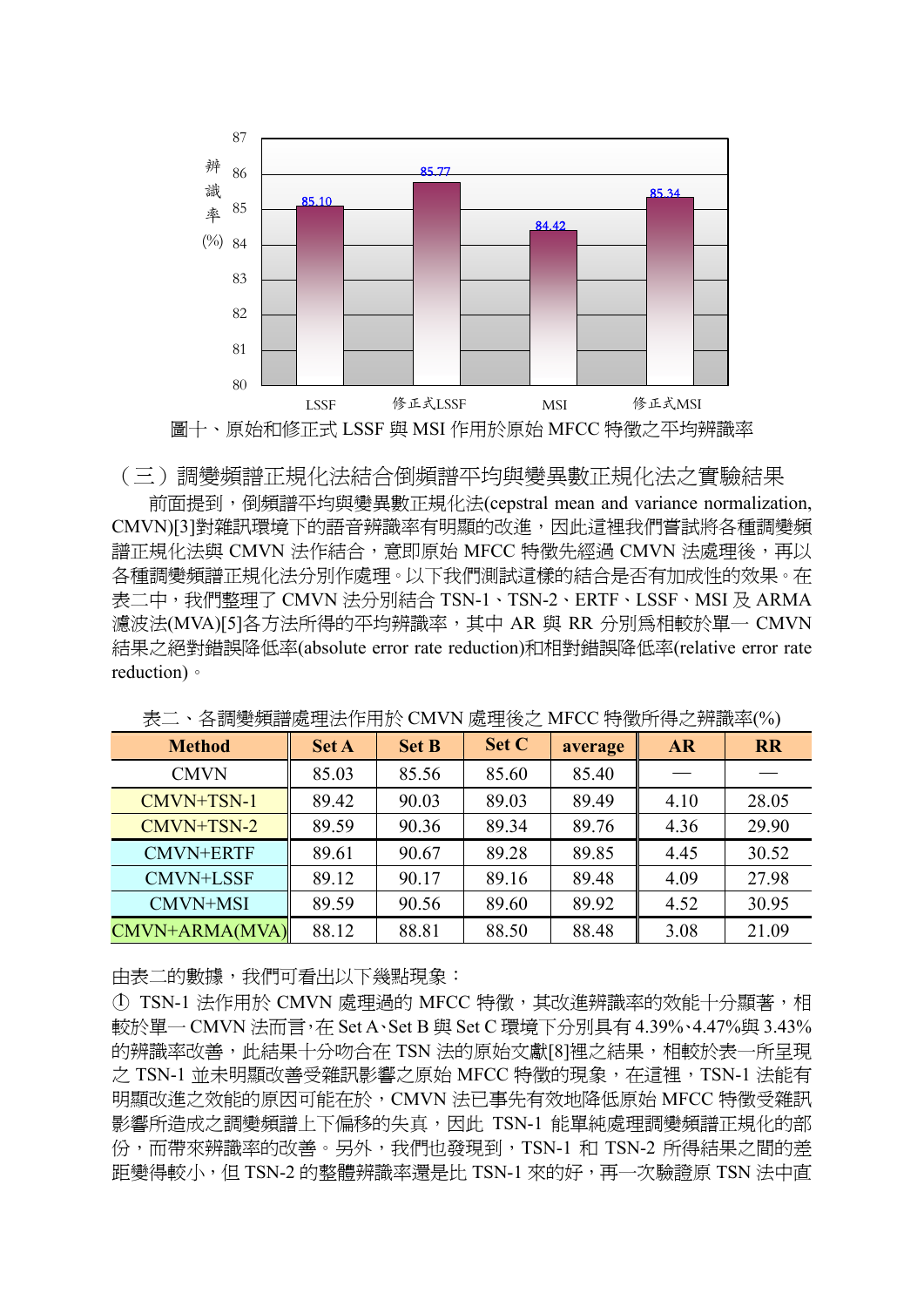圖十、原始和修正式 LSSF 與 MSI 作用於原始 MFCC 特徵之平均辨識率

（三）調變頻譜正規化法結合倒頻譜平均與變異數正規化法之實驗結果

前面提到，倒頻譜平均與變異數正規化法(cepstral mean and variance normalization, CMVN)[3]對雜訊環境下的語音辨識率有明顯的改進，因此這裡我們嘗試將各種調變頻譜正規化法與 CMVN 法作結合，意即原始 MFCC 特徵先經過 CMVN 法處理後，再以各種調變頻譜正規化法分別作處理。以下我們測試這樣的結合是否有加成性的效果。在表二中，我們整理了 CMVN 法分別結合 TSN-1、TSN-2、ERTF、LSSF、MSI 及 ARMA 濾波法(MVA)[5]各方法所得的平均辨識率，其中 AR 與 RR 分別為相較於單一 CMVN 結果之絕對錯誤降低率(absolute error rate reduction)和相對錯誤降低率(relative error rate reduction)。

表二、各調變頻譜處理法作用於 CMVN 處理後之 MFCC 特徵所得之辨識率(%)

| Method | Set A | Set B | Set C | average | AR | RR |
|---|---|---|---|---|---|---|
| CMVN | 85.03 | 85.56 | 85.60 | 85.40 | — | — |
| CMVN+TSN-1 | 89.42 | 90.03 | 89.03 | 89.49 | 4.10 | 28.05 |
| CMVN+TSN-2 | 89.59 | 90.36 | 89.34 | 89.76 | 4.36 | 29.90 |
| CMVN+ERTF | 89.61 | 90.67 | 89.28 | 89.85 | 4.45 | 30.52 |
| CMVN+LSSF | 89.12 | 90.17 | 89.16 | 89.48 | 4.09 | 27.98 |
| CMVN+MSI | 89.59 | 90.56 | 89.60 | 89.92 | 4.52 | 30.95 |
| CMVN+ARMA(MVA) | 88.12 | 88.81 | 88.50 | 88.48 | 3.08 | 21.09 |

由表二的數據，我們可看出以下幾點現象：

① TSN-1 法作用於 CMVN 處理過的 MFCC 特徵，其改進辨識率的效能十分顯著，相較於單一 CMVN 法而言，在 Set A、Set B 與 Set C 環境下分別具有 4.39%、4.47%與 3.43%的辨識率改善，此結果十分吻合在 TSN 法的原始文獻[8]裡之結果，相較於表一所呈現之 TSN-1 並未明顯改善受雜訊影響之原始 MFCC 特徵的現象，在這裡，TSN-1 法能有明顯改進之效能的原因可能在於，CMVN 法已事先有效地降低原始 MFCC 特徵受雜訊影響所造成之調變頻譜上下偏移的失真，因此 TSN-1 能單純處理調變頻譜正規化的部份，而帶來辨識率的改善。另外，我們也發現到，TSN-1 和 TSN-2 所得結果之間的差距變得較小，但 TSN-2 的整體辨識率還是比 TSN-1 來的好，再一次驗證原 TSN 法中直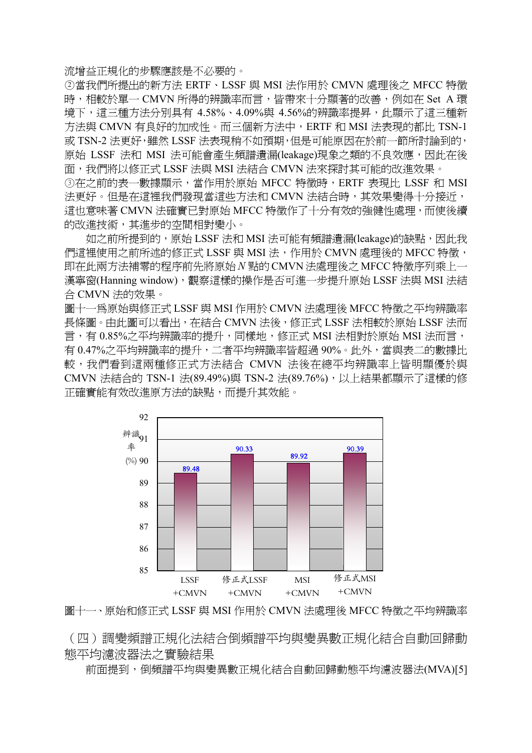流增益正規化的步驟應該是不必要的。

②當我們所提出的新方法 ERTF、LSSF 與 MSI 法作用於 CMVN 處理後之 MFCC 特徵時，相較於單一 CMVN 所得的辨識率而言，皆帶來十分顯著的改善，例如在 Set A 環境下，這三種方法分別具有 4.58%、4.09%與 4.56%的辨識率提昇，此顯示了這三種新方法與 CMVN 有良好的加成性。而三個新方法中，ERTF 和 MSI 法表現的都比 TSN-1 或 TSN-2 法更好，雖然 LSSF 法表現稍不如預期，但是可能原因在於前一節所討論到的，原始 LSSF 法和 MSI 法可能會產生頻譜遺漏(leakage)現象之類的不良效應，因此在後面，我們將以修正式 LSSF 法與 MSI 法結合 CMVN 法來探討其可能的改進效果。

③在之前的表一數據顯示，當作用於原始 MFCC 特徵時，ERTF 表現比 LSSF 和 MSI 法更好。但是在這裡我們發現當這些方法和 CMVN 法結合時，其效果變得十分接近，這也意味著 CMVN 法確實已對原始 MFCC 特徵作了十分有效的強健性處理，而使後續的改進技術，其進步的空間相對變小。

如之前所提到的，原始 LSSF 法和 MSI 法可能有頻譜遺漏(leakage)的缺點，因此我們這裡使用之前所述的修正式 LSSF 與 MSI 法，作用於 CMVN 處理後的 MFCC 特徵，即在此兩方法補零的程序前先將原始 $N$ 點的 CMVN 法處理後之 MFCC 特徵序列乘上一漢寧窗(Hanning window)，觀察這樣的操作是否可進一步提升原始 LSSF 法與 MSI 法結合 CMVN 法的效果。

圖十一為原始與修正式 LSSF 與 MSI 作用於 CMVN 法處理後 MFCC 特徵之平均辨識率長條圖。由此圖可以看出，在結合 CMVN 法後，修正式 LSSF 法相較於原始 LSSF 法而言，有 0.85%之平均辨識率的提升，同樣地，修正式 MSI 法相對於原始 MSI 法而言，有 0.47%之平均辨識率的提升，二者平均辨識率皆超過 90%。此外，當與表二的數據比較，我們看到這兩種修正式方法結合 CMVN 法後在總平均辨識率上皆明顯優於與 CMVN 法結合的 TSN-1 法(89.49%)與 TSN-2 法(89.76%)，以上結果都顯示了這樣的修正確實能有效改進原方法的缺點，而提升其效能。

| 方法 | 辨識率 (%) |
|---|---|
| LSSF +CMVN | 89.48 |
| 修正式LSSF +CMVN | 90.33 |
| MSI +CMVN | 89.92 |
| 修正式MSI +CMVN | 90.39 |

圖十一、原始和修正式 LSSF 與 MSI 作用於 CMVN 法處理後 MFCC 特徵之平均辨識率

## （四）調變頻譜正規化法結合倒頻譜平均與變異數正規化結合自動回歸動態平均濾波器法之實驗結果

前面提到，倒頻譜平均與變異數正規化結合自動回歸動態平均濾波器法(MVA)[5]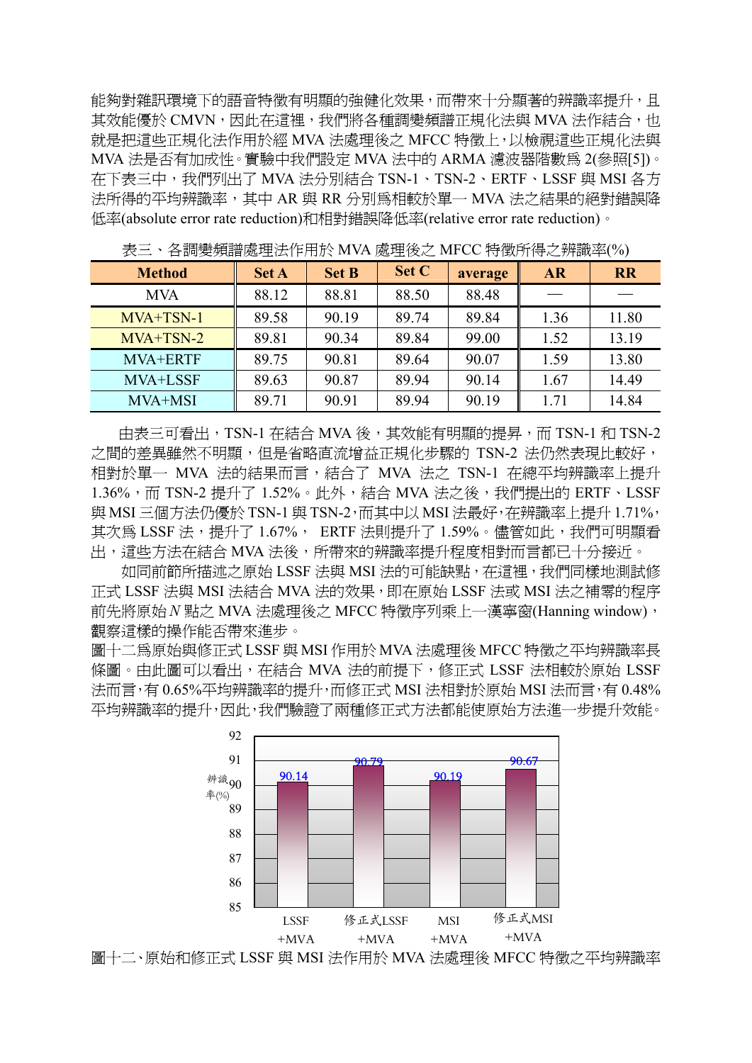能夠對雜訊環境下的語音特徵有明顯的強健化效果，而帶來十分顯著的辨識率提升，且其效能優於 CMVN，因此在這裡，我們將各種調變頻譜正規化法與 MVA 法作結合，也就是把這些正規化法作用於經 MVA 法處理後之 MFCC 特徵上，以檢視這些正規化法與 MVA 法是否有加成性。實驗中我們設定 MVA 法中的 ARMA 濾波器階數為 2(參照[5])。在下表三中，我們列出了 MVA 法分別結合 TSN-1、TSN-2、ERTF、LSSF 與 MSI 各方法所得的平均辨識率，其中 AR 與 RR 分別為相較於單一 MVA 法之結果的絕對錯誤降低率(absolute error rate reduction)和相對錯誤降低率(relative error rate reduction)。

表三、各調變頻譜處理法作用於 MVA 處理後之 MFCC 特徵所得之辨識率(%)

| **Method** | **Set A** | **Set B** | **Set C** | **average** | **AR** | **RR** |
|---|---|---|---|---|---|---|
| MVA | 88.12 | 88.81 | 88.50 | 88.48 | — | — |
| MVA+TSN-1 | 89.58 | 90.19 | 89.74 | 89.84 | 1.36 | 11.80 |
| MVA+TSN-2 | 89.81 | 90.34 | 89.84 | 99.00 | 1.52 | 13.19 |
| MVA+ERTF | 89.75 | 90.81 | 89.64 | 90.07 | 1.59 | 13.80 |
| MVA+LSSF | 89.63 | 90.87 | 89.94 | 90.14 | 1.67 | 14.49 |
| MVA+MSI | 89.71 | 90.91 | 89.94 | 90.19 | 1.71 | 14.84 |

由表三可看出，TSN-1 在結合 MVA 後，其效能有明顯的提昇，而 TSN-1 和 TSN-2 之間的差異雖然不明顯，但是省略直流增益正規化步驟的 TSN-2 法仍然表現比較好，相對於單一 MVA 法的結果而言，結合了 MVA 法之 TSN-1 在總平均辨識率上提升 1.36%，而 TSN-2 提升了 1.52%。此外，結合 MVA 法之後，我們提出的 ERTF、LSSF 與 MSI 三個方法仍優於 TSN-1 與 TSN-2，而其中以 MSI 法最好，在辨識率上提升 1.71%，其次為 LSSF 法，提升了 1.67%， ERTF 法則提升了 1.59%。儘管如此，我們可明顯看出，這些方法在結合 MVA 後，所帶來的辨識率提升程度相對而言都已十分接近。

如同前節所描述之原始 LSSF 法與 MSI 法的可能缺點，在這裡，我們同樣地測試修正式 LSSF 法與 MSI 法結合 MVA 法的效果，即在原始 LSSF 法或 MSI 法之補零的程序前先將原始 $N$ 點之 MVA 法處理後之 MFCC 特徵序列乘上一漢寧窗(Hanning window)，觀察這樣的操作能否帶來進步。

圖十二為原始與修正式 LSSF 與 MSI 作用於 MVA 法處理後 MFCC 特徵之平均辨識率長條圖。由此圖可以看出，在結合 MVA 法的前提下，修正式 LSSF 法相較於原始 LSSF 法而言，有 0.65%平均辨識率的提升，而修正式 MSI 法相對於原始 MSI 法而言，有 0.48%平均辨識率的提升，因此，我們驗證了兩種修正式方法都能使原始方法進一步提升效能。

| 方法 | 辨識率(%) |
|---|---|
| LSSF +MVA | 90.14 |
| 修正式LSSF +MVA | 90.79 |
| MSI +MVA | 90.19 |
| 修正式MSI +MVA | 90.67 |

圖十二、原始和修正式 LSSF 與 MSI 法作用於 MVA 法處理後 MFCC 特徵之平均辨識率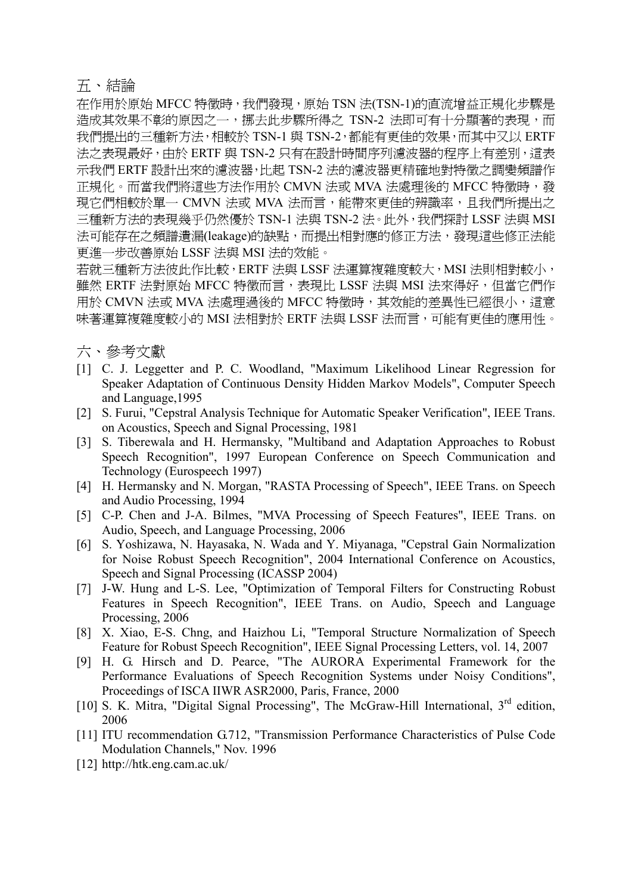## 五、結論

在作用於原始 MFCC 特徵時，我們發現，原始 TSN 法(TSN-1)的直流增益正規化步驟是造成其效果不彰的原因之一，挪去此步驟所得之 TSN-2 法即可有十分顯著的表現，而我們提出的三種新方法，相較於 TSN-1 與 TSN-2，都能有更佳的效果，而其中又以 ERTF 法之表現最好，由於 ERTF 與 TSN-2 只有在設計時間序列濾波器的程序上有差別，這表示我們 ERTF 設計出來的濾波器，比起 TSN-2 法的濾波器更精確地對特徵之調變頻譜作正規化。而當我們將這些方法作用於 CMVN 法或 MVA 法處理後的 MFCC 特徵時，發現它們相較於單一 CMVN 法或 MVA 法而言，能帶來更佳的辨識率，且我們所提出之三種新方法的表現幾乎仍然優於 TSN-1 法與 TSN-2 法。此外，我們探討 LSSF 法與 MSI 法可能存在之頻譜遺漏(leakage)的缺點，而提出相對應的修正方法，發現這些修正法能更進一步改善原始 LSSF 法與 MSI 法的效能。

若就三種新方法彼此作比較，ERTF 法與 LSSF 法運算複雜度較大，MSI 法則相對較小，雖然 ERTF 法對原始 MFCC 特徵而言，表現比 LSSF 法與 MSI 法來得好，但當它們作用於 CMVN 法或 MVA 法處理過後的 MFCC 特徵時，其效能的差異性已經很小，這意味著運算複雜度較小的 MSI 法相對於 ERTF 法與 LSSF 法而言，可能有更佳的應用性。

## 六、參考文獻

[1] C. J. Leggetter and P. C. Woodland, "Maximum Likelihood Linear Regression for Speaker Adaptation of Continuous Density Hidden Markov Models", Computer Speech and Language,1995

[2] S. Furui, "Cepstral Analysis Technique for Automatic Speaker Verification", IEEE Trans. on Acoustics, Speech and Signal Processing, 1981

[3] S. Tiberewala and H. Hermansky, "Multiband and Adaptation Approaches to Robust Speech Recognition", 1997 European Conference on Speech Communication and Technology (Eurospeech 1997)

[4] H. Hermansky and N. Morgan, "RASTA Processing of Speech", IEEE Trans. on Speech and Audio Processing, 1994

[5] C-P. Chen and J-A. Bilmes, "MVA Processing of Speech Features", IEEE Trans. on Audio, Speech, and Language Processing, 2006

[6] S. Yoshizawa, N. Hayasaka, N. Wada and Y. Miyanaga, "Cepstral Gain Normalization for Noise Robust Speech Recognition", 2004 International Conference on Acoustics, Speech and Signal Processing (ICASSP 2004)

[7] J-W. Hung and L-S. Lee, "Optimization of Temporal Filters for Constructing Robust Features in Speech Recognition", IEEE Trans. on Audio, Speech and Language Processing, 2006

[8] X. Xiao, E-S. Chng, and Haizhou Li, "Temporal Structure Normalization of Speech Feature for Robust Speech Recognition", IEEE Signal Processing Letters, vol. 14, 2007

[9] H. G. Hirsch and D. Pearce, "The AURORA Experimental Framework for the Performance Evaluations of Speech Recognition Systems under Noisy Conditions", Proceedings of ISCA IIWR ASR2000, Paris, France, 2000

[10] S. K. Mitra, "Digital Signal Processing", The McGraw-Hill International, 3rd edition, 2006

[11] ITU recommendation G.712, "Transmission Performance Characteristics of Pulse Code Modulation Channels," Nov. 1996

[12] http://htk.eng.cam.ac.uk/